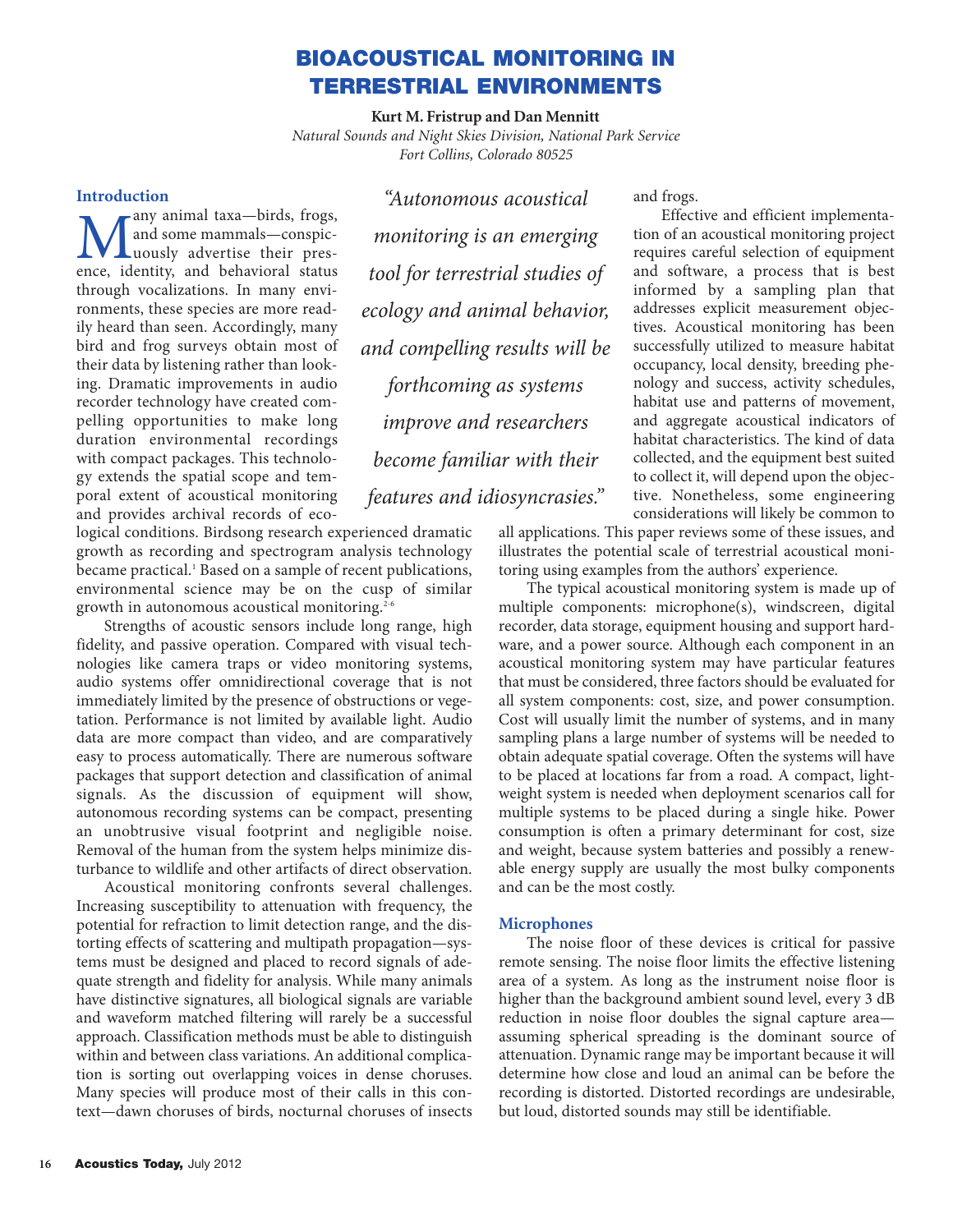# BIOACOUSTICAL MONITORING IN TERRESTRIAL ENVIRONMENTS

**Kurt M. Fristrup and Dan Mennitt**

*Natural Sounds and Night Skies Division, National Park Service*
*Fort Collins, Colorado 80525*

## Introduction

Many animal taxa—birds, frogs, and some mammals—conspicuously advertise their presence, identity, and behavioral status through vocalizations. In many environments, these species are more readily heard than seen. Accordingly, many bird and frog surveys obtain most of their data by listening rather than looking. Dramatic improvements in audio recorder technology have created compelling opportunities to make long duration environmental recordings with compact packages. This technology extends the spatial scope and temporal extent of acoustical monitoring and provides archival records of ecological conditions. Birdsong research experienced dramatic growth as recording and spectrogram analysis technology became practical.[1] Based on a sample of recent publications, environmental science may be on the cusp of similar growth in autonomous acoustical monitoring.[2-6]

*"Autonomous acoustical monitoring is an emerging tool for terrestrial studies of ecology and animal behavior, and compelling results will be forthcoming as systems improve and researchers become familiar with their features and idiosyncrasies."*

Strengths of acoustic sensors include long range, high fidelity, and passive operation. Compared with visual technologies like camera traps or video monitoring systems, audio systems offer omnidirectional coverage that is not immediately limited by the presence of obstructions or vegetation. Performance is not limited by available light. Audio data are more compact than video, and are comparatively easy to process automatically. There are numerous software packages that support detection and classification of animal signals. As the discussion of equipment will show, autonomous recording systems can be compact, presenting an unobtrusive visual footprint and negligible noise. Removal of the human from the system helps minimize disturbance to wildlife and other artifacts of direct observation.

Acoustical monitoring confronts several challenges. Increasing susceptibility to attenuation with frequency, the potential for refraction to limit detection range, and the distorting effects of scattering and multipath propagation—systems must be designed and placed to record signals of adequate strength and fidelity for analysis. While many animals have distinctive signatures, all biological signals are variable and waveform matched filtering will rarely be a successful approach. Classification methods must be able to distinguish within and between class variations. An additional complication is sorting out overlapping voices in dense choruses. Many species will produce most of their calls in this context—dawn choruses of birds, nocturnal choruses of insects and frogs.

Effective and efficient implementation of an acoustical monitoring project requires careful selection of equipment and software, a process that is best informed by a sampling plan that addresses explicit measurement objectives. Acoustical monitoring has been successfully utilized to measure habitat occupancy, local density, breeding phenology and success, activity schedules, habitat use and patterns of movement, and aggregate acoustical indicators of habitat characteristics. The kind of data collected, and the equipment best suited to collect it, will depend upon the objective. Nonetheless, some engineering considerations will likely be common to all applications. This paper reviews some of these issues, and illustrates the potential scale of terrestrial acoustical monitoring using examples from the authors' experience.

The typical acoustical monitoring system is made up of multiple components: microphone(s), windscreen, digital recorder, data storage, equipment housing and support hardware, and a power source. Although each component in an acoustical monitoring system may have particular features that must be considered, three factors should be evaluated for all system components: cost, size, and power consumption. Cost will usually limit the number of systems, and in many sampling plans a large number of systems will be needed to obtain adequate spatial coverage. Often the systems will have to be placed at locations far from a road. A compact, lightweight system is needed when deployment scenarios call for multiple systems to be placed during a single hike. Power consumption is often a primary determinant for cost, size and weight, because system batteries and possibly a renewable energy supply are usually the most bulky components and can be the most costly.

## Microphones

The noise floor of these devices is critical for passive remote sensing. The noise floor limits the effective listening area of a system. As long as the instrument noise floor is higher than the background ambient sound level, every 3 dB reduction in noise floor doubles the signal capture area—assuming spherical spreading is the dominant source of attenuation. Dynamic range may be important because it will determine how close and loud an animal can be before the recording is distorted. Distorted recordings are undesirable, but loud, distorted sounds may still be identifiable.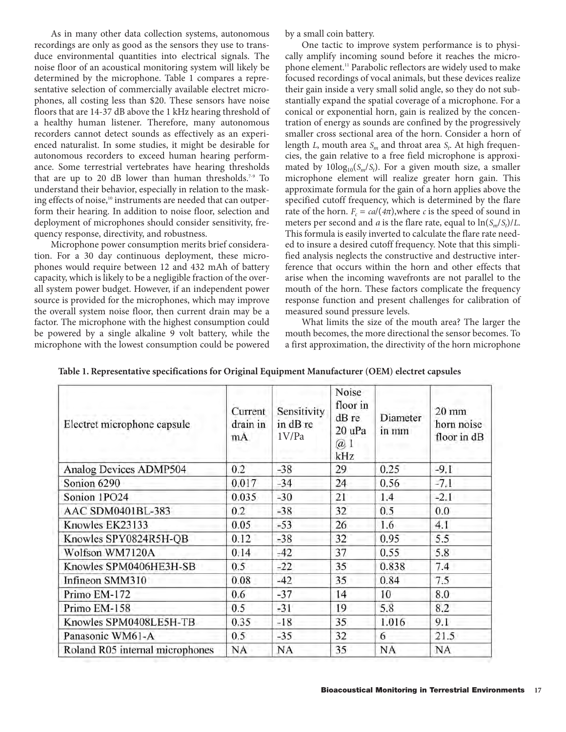As in many other data collection systems, autonomous recordings are only as good as the sensors they use to transduce environmental quantities into electrical signals. The noise floor of an acoustical monitoring system will likely be determined by the microphone. Table 1 compares a representative selection of commercially available electret microphones, all costing less than $20. These sensors have noise floors that are 14-37 dB above the 1 kHz hearing threshold of a healthy human listener. Therefore, many autonomous recorders cannot detect sounds as effectively as an experienced naturalist. In some studies, it might be desirable for autonomous recorders to exceed human hearing performance. Some terrestrial vertebrates have hearing thresholds that are up to 20 dB lower than human thresholds.[7-9] To understand their behavior, especially in relation to the masking effects of noise,[10] instruments are needed that can outperform their hearing. In addition to noise floor, selection and deployment of microphones should consider sensitivity, frequency response, directivity, and robustness.

Microphone power consumption merits brief consideration. For a 30 day continuous deployment, these microphones would require between 12 and 432 mAh of battery capacity, which is likely to be a negligible fraction of the overall system power budget. However, if an independent power source is provided for the microphones, which may improve the overall system noise floor, then current drain may be a factor. The microphone with the highest consumption could be powered by a single alkaline 9 volt battery, while the microphone with the lowest consumption could be powered by a small coin battery.

One tactic to improve system performance is to physically amplify incoming sound before it reaches the microphone element.[11] Parabolic reflectors are widely used to make focused recordings of vocal animals, but these devices realize their gain inside a very small solid angle, so they do not substantially expand the spatial coverage of a microphone. For a conical or exponential horn, gain is realized by the concentration of energy as sounds are confined by the progressively smaller cross sectional area of the horn. Consider a horn of length $L$, mouth area $S_m$ and throat area $S_t$. At high frequencies, the gain relative to a free field microphone is approximated by $10\log_{10}(S_m/S_t)$. For a given mouth size, a smaller microphone element will realize greater horn gain. This approximate formula for the gain of a horn applies above the specified cutoff frequency, which is determined by the flare rate of the horn. $F_c = ca/(4\pi)$, where $c$ is the speed of sound in meters per second and $a$ is the flare rate, equal to $\ln(S_m/S_t)/L$. This formula is easily inverted to calculate the flare rate needed to insure a desired cutoff frequency. Note that this simplified analysis neglects the constructive and destructive interference that occurs within the horn and other effects that arise when the incoming wavefronts are not parallel to the mouth of the horn. These factors complicate the frequency response function and present challenges for calibration of measured sound pressure levels.

What limits the size of the mouth area? The larger the mouth becomes, the more directional the sensor becomes. To a first approximation, the directivity of the horn microphone

**Table 1. Representative specifications for Original Equipment Manufacturer (OEM) electret capsules**

| Electret microphone capsule | Current drain in mA | Sensitivity in dB re 1V/Pa | Noise floor in dB re 20 uPa @ 1 kHz | Diameter in mm | 20 mm horn noise floor in dB |
|---|---|---|---|---|---|
| Analog Devices ADMP504 | 0.2 | -38 | 29 | 0.25 | -9.1 |
| Sonion 6290 | 0.017 | -34 | 24 | 0.56 | -7.1 |
| Sonion 1PO24 | 0.035 | -30 | 21 | 1.4 | -2.1 |
| AAC SDM0401BL-383 | 0.2 | -38 | 32 | 0.5 | 0.0 |
| Knowles EK23133 | 0.05 | -53 | 26 | 1.6 | 4.1 |
| Knowles SPY0824R5H-QB | 0.12 | -38 | 32 | 0.95 | 5.5 |
| Wolfson WM7120A | 0.14 | -42 | 37 | 0.55 | 5.8 |
| Knowles SPM0406HE3H-SB | 0.5 | -22 | 35 | 0.838 | 7.4 |
| Infineon SMM310 | 0.08 | -42 | 35 | 0.84 | 7.5 |
| Primo EM-172 | 0.6 | -37 | 14 | 10 | 8.0 |
| Primo EM-158 | 0.5 | -31 | 19 | 5.8 | 8.2 |
| Knowles SPM0408LE5H-TB | 0.35 | -18 | 35 | 1.016 | 9.1 |
| Panasonic WM61-A | 0.5 | -35 | 32 | 6 | 21.5 |
| Roland R05 internal microphones | NA | NA | 35 | NA | NA |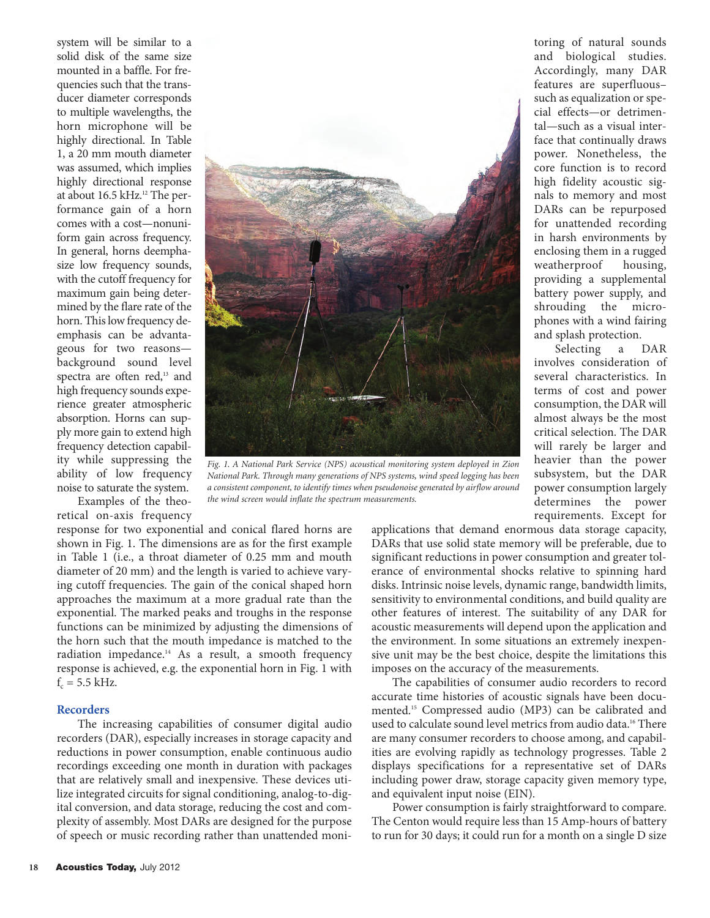system will be similar to a solid disk of the same size mounted in a baffle. For frequencies such that the transducer diameter corresponds to multiple wavelengths, the horn microphone will be highly directional. In Table 1, a 20 mm mouth diameter was assumed, which implies highly directional response at about 16.5 kHz.[12] The performance gain of a horn comes with a cost—nonuniform gain across frequency. In general, horns deemphasize low frequency sounds, with the cutoff frequency for maximum gain being determined by the flare rate of the horn. This low frequency deemphasis can be advantageous for two reasons—background sound level spectra are often red,[13] and high frequency sounds experience greater atmospheric absorption. Horns can supply more gain to extend high frequency detection capability while suppressing the ability of low frequency noise to saturate the system.

Examples of the theoretical on-axis frequency response for two exponential and conical flared horns are shown in Fig. 1. The dimensions are as for the first example in Table 1 (i.e., a throat diameter of 0.25 mm and mouth diameter of 20 mm) and the length is varied to achieve varying cutoff frequencies. The gain of the conical shaped horn approaches the maximum at a more gradual rate than the exponential. The marked peaks and troughs in the response functions can be minimized by adjusting the dimensions of the horn such that the mouth impedance is matched to the radiation impedance.[14] As a result, a smooth frequency response is achieved, e.g. the exponential horn in Fig. 1 with $f_c$ = 5.5 kHz.

*Fig. 1. A National Park Service (NPS) acoustical monitoring system deployed in Zion National Park. Through many generations of NPS systems, wind speed logging has been a consistent component, to identify times when pseudonoise generated by airflow around the wind screen would inflate the spectrum measurements.*

## Recorders

The increasing capabilities of consumer digital audio recorders (DAR), especially increases in storage capacity and reductions in power consumption, enable continuous audio recordings exceeding one month in duration with packages that are relatively small and inexpensive. These devices utilize integrated circuits for signal conditioning, analog-to-digital conversion, and data storage, reducing the cost and complexity of assembly. Most DARs are designed for the purpose of speech or music recording rather than unattended monitoring of natural sounds and biological studies. Accordingly, many DAR features are superfluous–such as equalization or special effects—or detrimental—such as a visual interface that continually draws power. Nonetheless, the core function is to record high fidelity acoustic signals to memory and most DARs can be repurposed for unattended recording in harsh environments by enclosing them in a rugged weatherproof housing, providing a supplemental battery power supply, and shrouding the microphones with a wind fairing and splash protection.

Selecting a DAR involves consideration of several characteristics. In terms of cost and power consumption, the DAR will almost always be the most critical selection. The DAR will rarely be larger and heavier than the power subsystem, but the DAR power consumption largely determines the power requirements. Except for applications that demand enormous data storage capacity, DARs that use solid state memory will be preferable, due to significant reductions in power consumption and greater tolerance of environmental shocks relative to spinning hard disks. Intrinsic noise levels, dynamic range, bandwidth limits, sensitivity to environmental conditions, and build quality are other features of interest. The suitability of any DAR for acoustic measurements will depend upon the application and the environment. In some situations an extremely inexpensive unit may be the best choice, despite the limitations this imposes on the accuracy of the measurements.

The capabilities of consumer audio recorders to record accurate time histories of acoustic signals have been documented.[15] Compressed audio (MP3) can be calibrated and used to calculate sound level metrics from audio data.[16] There are many consumer recorders to choose among, and capabilities are evolving rapidly as technology progresses. Table 2 displays specifications for a representative set of DARs including power draw, storage capacity given memory type, and equivalent input noise (EIN).

Power consumption is fairly straightforward to compare. The Centon would require less than 15 Amp-hours of battery to run for 30 days; it could run for a month on a single D size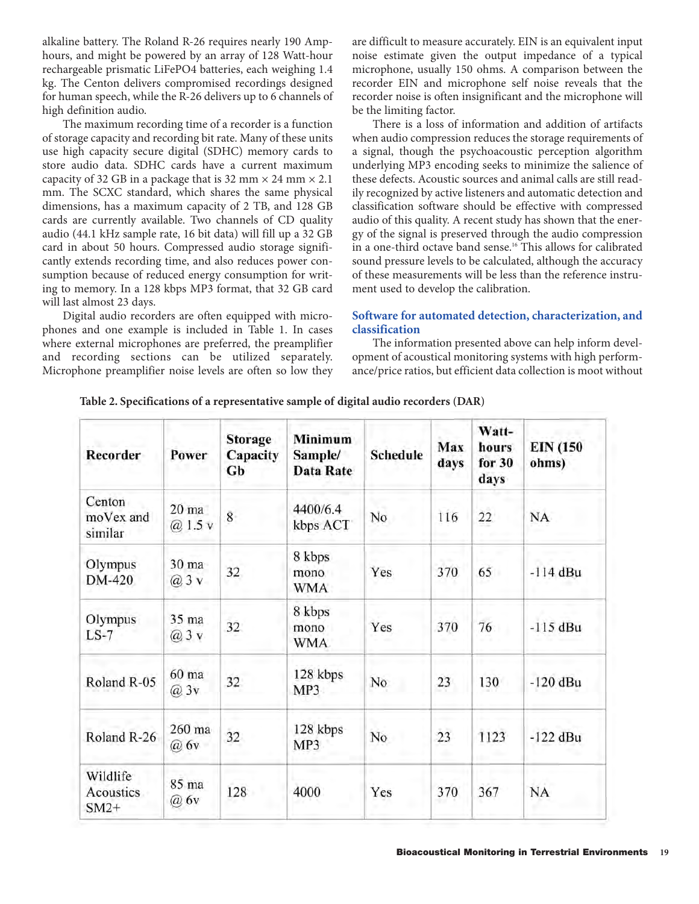alkaline battery. The Roland R-26 requires nearly 190 Amp-hours, and might be powered by an array of 128 Watt-hour rechargeable prismatic LiFePO4 batteries, each weighing 1.4 kg. The Centon delivers compromised recordings designed for human speech, while the R-26 delivers up to 6 channels of high definition audio.

The maximum recording time of a recorder is a function of storage capacity and recording bit rate. Many of these units use high capacity secure digital (SDHC) memory cards to store audio data. SDHC cards have a current maximum capacity of 32 GB in a package that is 32 mm × 24 mm × 2.1 mm. The SCXC standard, which shares the same physical dimensions, has a maximum capacity of 2 TB, and 128 GB cards are currently available. Two channels of CD quality audio (44.1 kHz sample rate, 16 bit data) will fill up a 32 GB card in about 50 hours. Compressed audio storage significantly extends recording time, and also reduces power consumption because of reduced energy consumption for writing to memory. In a 128 kbps MP3 format, that 32 GB card will last almost 23 days.

Digital audio recorders are often equipped with microphones and one example is included in Table 1. In cases where external microphones are preferred, the preamplifier and recording sections can be utilized separately. Microphone preamplifier noise levels are often so low they are difficult to measure accurately. EIN is an equivalent input noise estimate given the output impedance of a typical microphone, usually 150 ohms. A comparison between the recorder EIN and microphone self noise reveals that the recorder noise is often insignificant and the microphone will be the limiting factor.

There is a loss of information and addition of artifacts when audio compression reduces the storage requirements of a signal, though the psychoacoustic perception algorithm underlying MP3 encoding seeks to minimize the salience of these defects. Acoustic sources and animal calls are still readily recognized by active listeners and automatic detection and classification software should be effective with compressed audio of this quality. A recent study has shown that the energy of the signal is preserved through the audio compression in a one-third octave band sense.[16] This allows for calibrated sound pressure levels to be calculated, although the accuracy of these measurements will be less than the reference instrument used to develop the calibration.

## Software for automated detection, characterization, and classification

The information presented above can help inform development of acoustical monitoring systems with high performance/price ratios, but efficient data collection is moot without

**Table 2. Specifications of a representative sample of digital audio recorders (DAR)**

| Recorder | Power | Storage Capacity Gb | Minimum Sample/ Data Rate | Schedule | Max days | Watt-hours for 30 days | EIN (150 ohms) |
|---|---|---|---|---|---|---|---|
| Centon moVex and similar | 20 ma @ 1.5 v | 8 | 4400/6.4 kbps ACT | No | 116 | 22 | NA |
| Olympus DM-420 | 30 ma @ 3 v | 32 | 8 kbps mono WMA | Yes | 370 | 65 | -114 dBu |
| Olympus LS-7 | 35 ma @ 3 v | 32 | 8 kbps mono WMA | Yes | 370 | 76 | -115 dBu |
| Roland R-05 | 60 ma @ 3v | 32 | 128 kbps MP3 | No | 23 | 130 | -120 dBu |
| Roland R-26 | 260 ma @ 6v | 32 | 128 kbps MP3 | No | 23 | 1123 | -122 dBu |
| Wildlife Acoustics SM2+ | 85 ma @ 6v | 128 | 4000 | Yes | 370 | 367 | NA |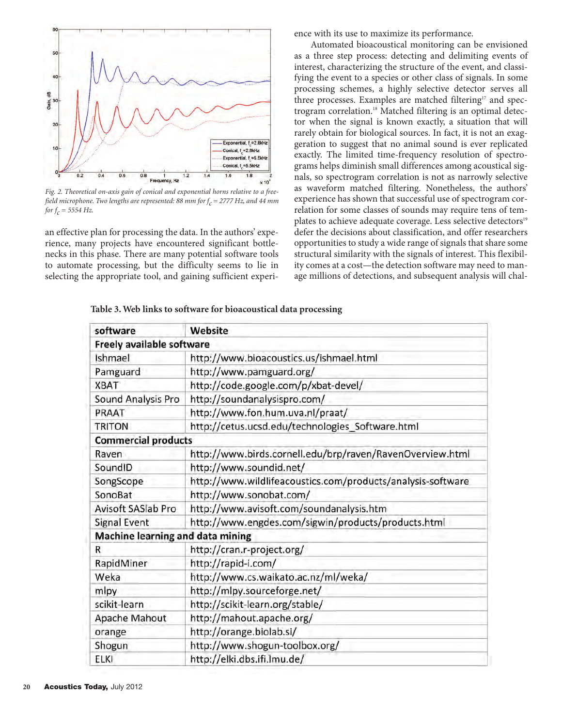Fig. 2. Theoretical on-axis gain of conical and exponential horns relative to a free-field microphone. Two lengths are represented: 88 mm for $f_c$ = 2777 Hz, and 44 mm for $f_c$ = 5554 Hz.

an effective plan for processing the data. In the authors' experience, many projects have encountered significant bottlenecks in this phase. There are many potential software tools to automate processing, but the difficulty seems to lie in selecting the appropriate tool, and gaining sufficient experience with its use to maximize its performance.

Automated bioacoustical monitoring can be envisioned as a three step process: detecting and delimiting events of interest, characterizing the structure of the event, and classifying the event to a species or other class of signals. In some processing schemes, a highly selective detector serves all three processes. Examples are matched filtering[17] and spectrogram correlation.[18] Matched filtering is an optimal detector when the signal is known exactly, a situation that will rarely obtain for biological sources. In fact, it is not an exaggeration to suggest that no animal sound is ever replicated exactly. The limited time-frequency resolution of spectrograms helps diminish small differences among acoustical signals, so spectrogram correlation is not as narrowly selective as waveform matched filtering. Nonetheless, the authors' experience has shown that successful use of spectrogram correlation for some classes of sounds may require tens of templates to achieve adequate coverage. Less selective detectors[19] defer the decisions about classification, and offer researchers opportunities to study a wide range of signals that share some structural similarity with the signals of interest. This flexibility comes at a cost—the detection software may need to manage millions of detections, and subsequent analysis will chal-

**Table 3. Web links to software for bioacoustical data processing**

| software | Website |
|---|---|
| **Freely available software** | |
| Ishmael | http://www.bioacoustics.us/ishmael.html |
| Pamguard | http://www.pamguard.org/ |
| XBAT | http://code.google.com/p/xbat-devel/ |
| Sound Analysis Pro | http://soundanalysispro.com/ |
| PRAAT | http://www.fon.hum.uva.nl/praat/ |
| TRITON | http://cetus.ucsd.edu/technologies_Software.html |
| **Commercial products** | |
| Raven | http://www.birds.cornell.edu/brp/raven/RavenOverview.html |
| SoundID | http://www.soundid.net/ |
| SongScope | http://www.wildlifeacoustics.com/products/analysis-software |
| SonoBat | http://www.sonobat.com/ |
| Avisoft SASlab Pro | http://www.avisoft.com/soundanalysis.htm |
| Signal Event | http://www.engdes.com/sigwin/products/products.html |
| **Machine learning and data mining** | |
| R | http://cran.r-project.org/ |
| RapidMiner | http://rapid-i.com/ |
| Weka | http://www.cs.waikato.ac.nz/ml/weka/ |
| mlpy | http://mlpy.sourceforge.net/ |
| scikit-learn | http://scikit-learn.org/stable/ |
| Apache Mahout | http://mahout.apache.org/ |
| orange | http://orange.biolab.si/ |
| Shogun | http://www.shogun-toolbox.org/ |
| ELKI | http://elki.dbs.ifi.lmu.de/ |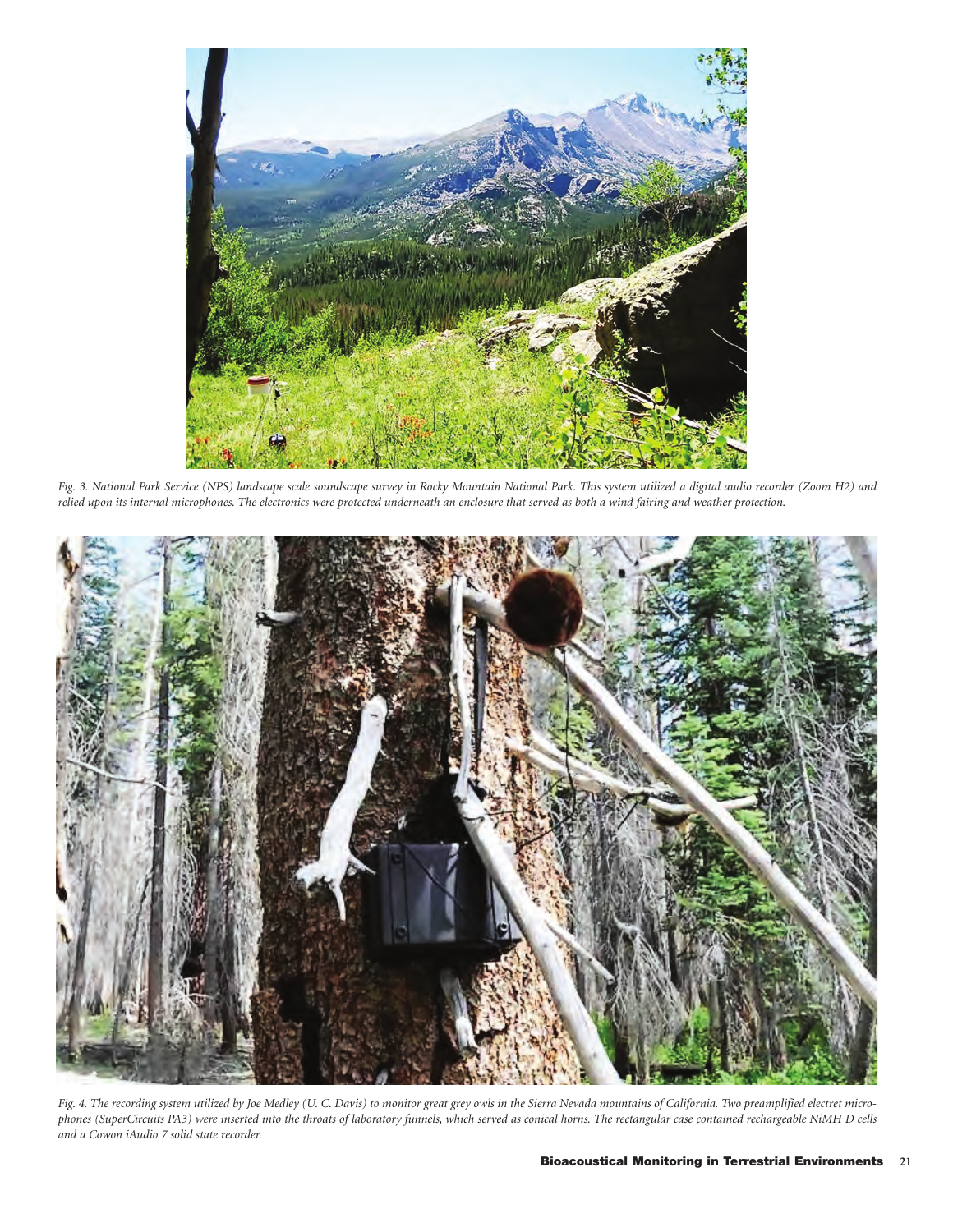*Fig. 3. National Park Service (NPS) landscape scale soundscape survey in Rocky Mountain National Park. This system utilized a digital audio recorder (Zoom H2) and relied upon its internal microphones. The electronics were protected underneath an enclosure that served as both a wind fairing and weather protection.*

*Fig. 4. The recording system utilized by Joe Medley (U. C. Davis) to monitor great grey owls in the Sierra Nevada mountains of California. Two preamplified electret microphones (SuperCircuits PA3) were inserted into the throats of laboratory funnels, which served as conical horns. The rectangular case contained rechargeable NiMH D cells and a Cowon iAudio 7 solid state recorder.*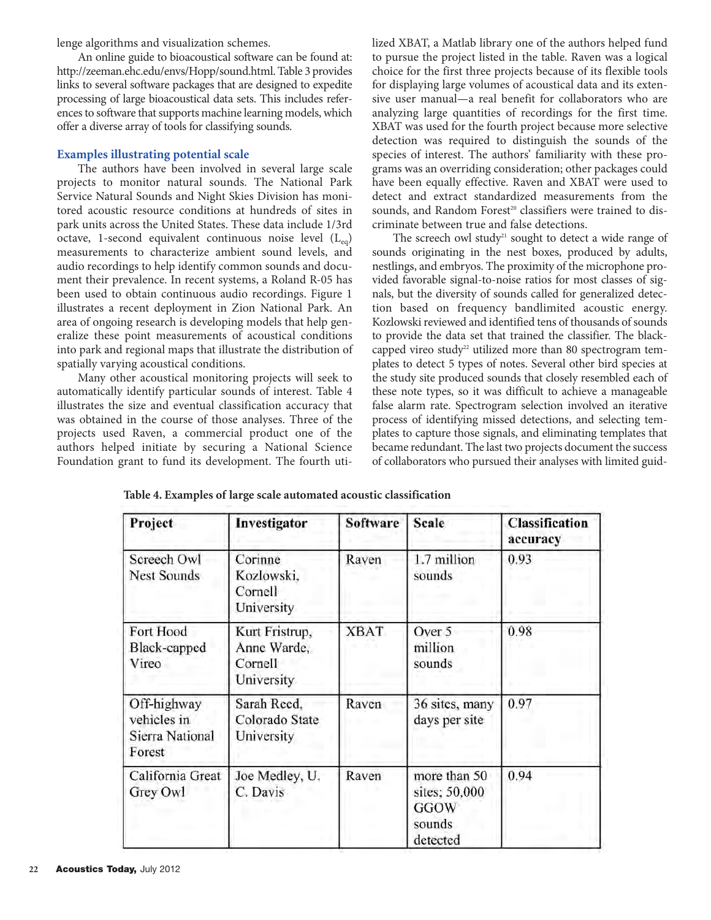lenge algorithms and visualization schemes.

An online guide to bioacoustical software can be found at: http://zeeman.ehc.edu/envs/Hopp/sound.html. Table 3 provides links to several software packages that are designed to expedite processing of large bioacoustical data sets. This includes references to software that supports machine learning models, which offer a diverse array of tools for classifying sounds.

### Examples illustrating potential scale

The authors have been involved in several large scale projects to monitor natural sounds. The National Park Service Natural Sounds and Night Skies Division has monitored acoustic resource conditions at hundreds of sites in park units across the United States. These data include 1/3rd octave, 1-second equivalent continuous noise level ($L_{eq}$) measurements to characterize ambient sound levels, and audio recordings to help identify common sounds and document their prevalence. In recent systems, a Roland R-05 has been used to obtain continuous audio recordings. Figure 1 illustrates a recent deployment in Zion National Park. An area of ongoing research is developing models that help generalize these point measurements of acoustical conditions into park and regional maps that illustrate the distribution of spatially varying acoustical conditions.

Many other acoustical monitoring projects will seek to automatically identify particular sounds of interest. Table 4 illustrates the size and eventual classification accuracy that was obtained in the course of those analyses. Three of the projects used Raven, a commercial product one of the authors helped initiate by securing a National Science Foundation grant to fund its development. The fourth utilized XBAT, a Matlab library one of the authors helped fund to pursue the project listed in the table. Raven was a logical choice for the first three projects because of its flexible tools for displaying large volumes of acoustical data and its extensive user manual—a real benefit for collaborators who are analyzing large quantities of recordings for the first time. XBAT was used for the fourth project because more selective detection was required to distinguish the sounds of the species of interest. The authors' familiarity with these programs was an overriding consideration; other packages could have been equally effective. Raven and XBAT were used to detect and extract standardized measurements from the sounds, and Random Forest[20] classifiers were trained to discriminate between true and false detections.

The screech owl study[21] sought to detect a wide range of sounds originating in the nest boxes, produced by adults, nestlings, and embryos. The proximity of the microphone provided favorable signal-to-noise ratios for most classes of signals, but the diversity of sounds called for generalized detection based on frequency bandlimited acoustic energy. Kozlowski reviewed and identified tens of thousands of sounds to provide the data set that trained the classifier. The black-capped vireo study[22] utilized more than 80 spectrogram templates to detect 5 types of notes. Several other bird species at the study site produced sounds that closely resembled each of these note types, so it was difficult to achieve a manageable false alarm rate. Spectrogram selection involved an iterative process of identifying missed detections, and selecting templates to capture those signals, and eliminating templates that became redundant. The last two projects document the success of collaborators who pursued their analyses with limited guid-

**Table 4. Examples of large scale automated acoustic classification**

| Project | Investigator | Software | Scale | Classification accuracy |
|---|---|---|---|---|
| Screech Owl Nest Sounds | Corinne Kozlowski, Cornell University | Raven | 1.7 million sounds | 0.93 |
| Fort Hood Black-capped Vireo | Kurt Fristrup, Anne Warde, Cornell University | XBAT | Over 5 million sounds | 0.98 |
| Off-highway vehicles in Sierra National Forest | Sarah Reed, Colorado State University | Raven | 36 sites, many days per site | 0.97 |
| California Great Grey Owl | Joe Medley, U. C. Davis | Raven | more than 50 sites; 50,000 GGOW sounds detected | 0.94 |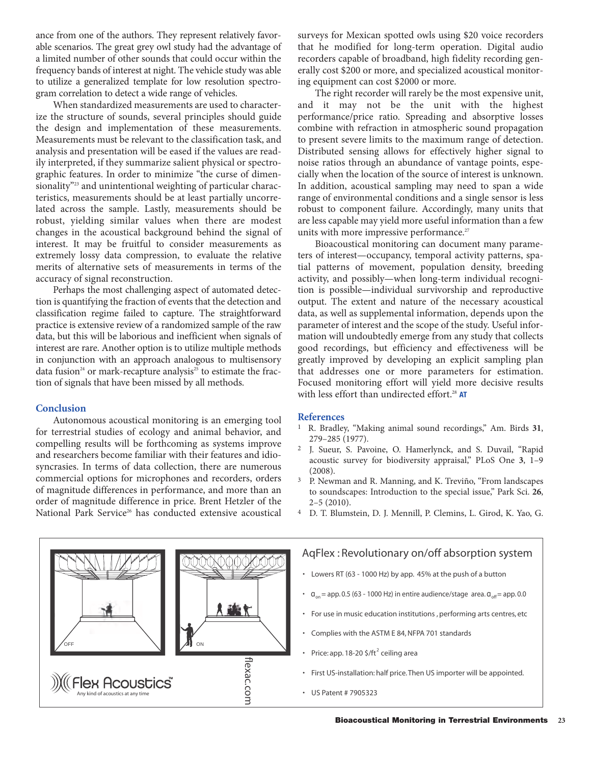ance from one of the authors. They represent relatively favorable scenarios. The great grey owl study had the advantage of a limited number of other sounds that could occur within the frequency bands of interest at night. The vehicle study was able to utilize a generalized template for low resolution spectrogram correlation to detect a wide range of vehicles.

When standardized measurements are used to characterize the structure of sounds, several principles should guide the design and implementation of these measurements. Measurements must be relevant to the classification task, and analysis and presentation will be eased if the values are readily interpreted, if they summarize salient physical or spectrographic features. In order to minimize "the curse of dimensionality"[23] and unintentional weighting of particular characteristics, measurements should be at least partially uncorrelated across the sample. Lastly, measurements should be robust, yielding similar values when there are modest changes in the acoustical background behind the signal of interest. It may be fruitful to consider measurements as extremely lossy data compression, to evaluate the relative merits of alternative sets of measurements in terms of the accuracy of signal reconstruction.

Perhaps the most challenging aspect of automated detection is quantifying the fraction of events that the detection and classification regime failed to capture. The straightforward practice is extensive review of a randomized sample of the raw data, but this will be laborious and inefficient when signals of interest are rare. Another option is to utilize multiple methods in conjunction with an approach analogous to multisensory data fusion[24] or mark-recapture analysis[25] to estimate the fraction of signals that have been missed by all methods.

## Conclusion

Autonomous acoustical monitoring is an emerging tool for terrestrial studies of ecology and animal behavior, and compelling results will be forthcoming as systems improve and researchers become familiar with their features and idiosyncrasies. In terms of data collection, there are numerous commercial options for microphones and recorders, orders of magnitude differences in performance, and more than an order of magnitude difference in price. Brent Hetzler of the National Park Service[26] has conducted extensive acoustical surveys for Mexican spotted owls using $20 voice recorders that he modified for long-term operation. Digital audio recorders capable of broadband, high fidelity recording generally cost $200 or more, and specialized acoustical monitoring equipment can cost $2000 or more.

The right recorder will rarely be the most expensive unit, and it may not be the unit with the highest performance/price ratio. Spreading and absorptive losses combine with refraction in atmospheric sound propagation to present severe limits to the maximum range of detection. Distributed sensing allows for effectively higher signal to noise ratios through an abundance of vantage points, especially when the location of the source of interest is unknown. In addition, acoustical sampling may need to span a wide range of environmental conditions and a single sensor is less robust to component failure. Accordingly, many units that are less capable may yield more useful information than a few units with more impressive performance.[27]

Bioacoustical monitoring can document many parameters of interest—occupancy, temporal activity patterns, spatial patterns of movement, population density, breeding activity, and possibly—when long-term individual recognition is possible—individual survivorship and reproductive output. The extent and nature of the necessary acoustical data, as well as supplemental information, depends upon the parameter of interest and the scope of the study. Useful information will undoubtedly emerge from any study that collects good recordings, but efficiency and effectiveness will be greatly improved by developing an explicit sampling plan that addresses one or more parameters for estimation. Focused monitoring effort will yield more decisive results with less effort than undirected effort.[28] **AT**

## References

1. R. Bradley, "Making animal sound recordings," Am. Birds **31**, 279–285 (1977).
2. J. Sueur, S. Pavoine, O. Hamerlynck, and S. Duvail, "Rapid acoustic survey for biodiversity appraisal," PLoS One **3**, 1–9 (2008).
3. P. Newman and R. Manning, and K. Treviño, "From landscapes to soundscapes: Introduction to the special issue," Park Sci. **26**, 2–5 (2010).
4. D. T. Blumstein, D. J. Mennill, P. Clemins, L. Girod, K. Yao, G.

---

OFF | ON

Flex Acoustics™ — Any kind of acoustics at any time

flexac.com

### AqFlex : Revolutionary on/off absorption system

- Lowers RT (63 - 1000 Hz) by app. 45% at the push of a button
- $\alpha_{on}$ = app. 0.5 (63 - 1000 Hz) in entire audience/stage area. $\alpha_{off}$ = app. 0.0
- For use in music education institutions , performing arts centres, etc
- Complies with the ASTM E 84, NFPA 701 standards
- Price: app. 18-20 $/ft$^2$ ceiling area
- First US-installation: half price. Then US importer will be appointed.
- US Patent # 7905323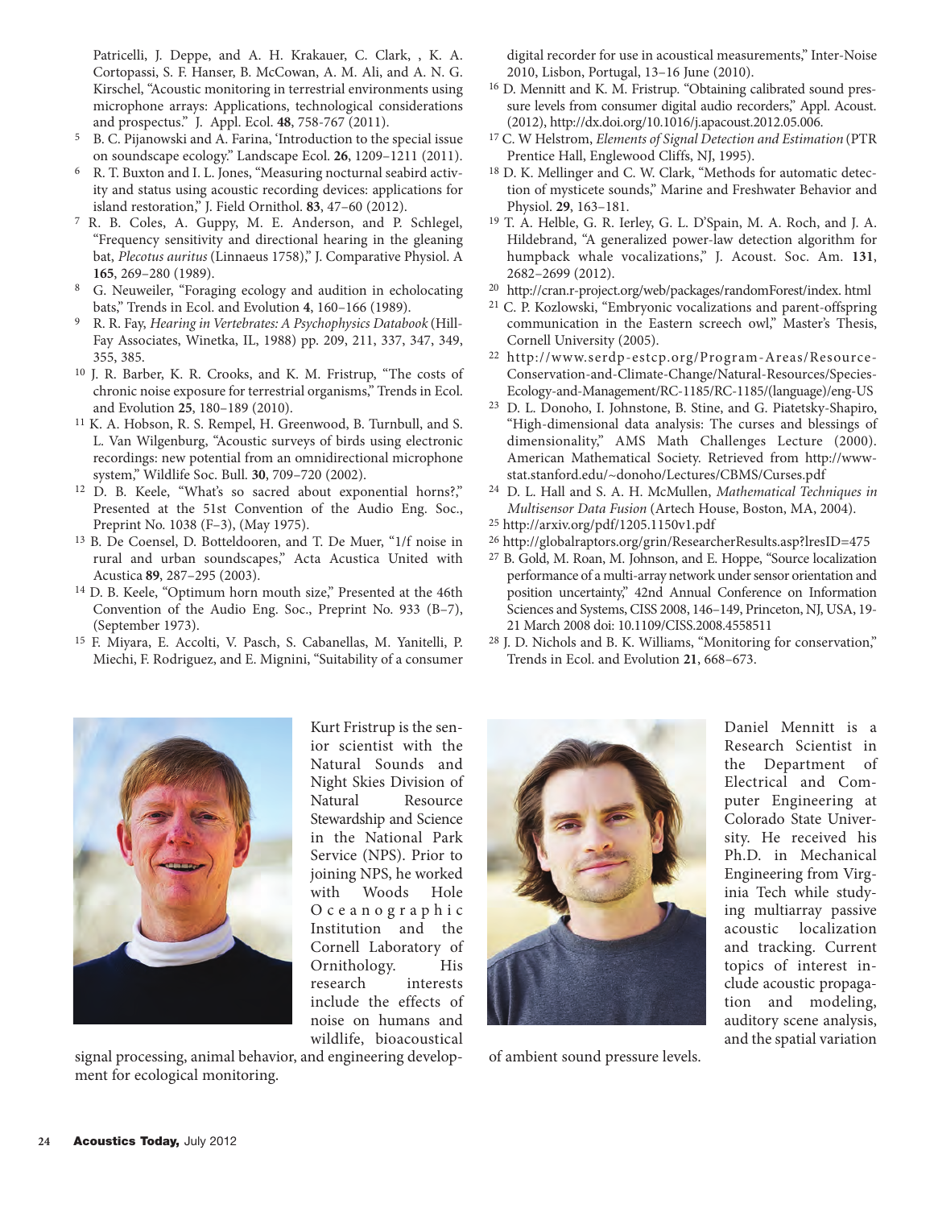Patricelli, J. Deppe, and A. H. Krakauer, C. Clark, , K. A. Cortopassi, S. F. Hanser, B. McCowan, A. M. Ali, and A. N. G. Kirschel, "Acoustic monitoring in terrestrial environments using microphone arrays: Applications, technological considerations and prospectus." J. Appl. Ecol. **48**, 758-767 (2011).

[5] B. C. Pijanowski and A. Farina, 'Introduction to the special issue on soundscape ecology." Landscape Ecol. **26**, 1209–1211 (2011).

[6] R. T. Buxton and I. L. Jones, "Measuring nocturnal seabird activity and status using acoustic recording devices: applications for island restoration," J. Field Ornithol. **83**, 47–60 (2012).

[7] R. B. Coles, A. Guppy, M. E. Anderson, and P. Schlegel, "Frequency sensitivity and directional hearing in the gleaning bat, *Plecotus auritus* (Linnaeus 1758)," J. Comparative Physiol. A **165**, 269–280 (1989).

[8] G. Neuweiler, "Foraging ecology and audition in echolocating bats," Trends in Ecol. and Evolution **4**, 160–166 (1989).

[9] R. R. Fay, *Hearing in Vertebrates: A Psychophysics Databook* (Hill-Fay Associates, Winetka, IL, 1988) pp. 209, 211, 337, 347, 349, 355, 385.

[10] J. R. Barber, K. R. Crooks, and K. M. Fristrup, "The costs of chronic noise exposure for terrestrial organisms," Trends in Ecol. and Evolution **25**, 180–189 (2010).

[11] K. A. Hobson, R. S. Rempel, H. Greenwood, B. Turnbull, and S. L. Van Wilgenburg, "Acoustic surveys of birds using electronic recordings: new potential from an omnidirectional microphone system," Wildlife Soc. Bull. **30**, 709–720 (2002).

[12] D. B. Keele, "What's so sacred about exponential horns?," Presented at the 51st Convention of the Audio Eng. Soc., Preprint No. 1038 (F–3), (May 1975).

[13] B. De Coensel, D. Botteldooren, and T. De Muer, "1/f noise in rural and urban soundscapes," Acta Acustica United with Acustica **89**, 287–295 (2003).

[14] D. B. Keele, "Optimum horn mouth size," Presented at the 46th Convention of the Audio Eng. Soc., Preprint No. 933 (B–7), (September 1973).

[15] F. Miyara, E. Accolti, V. Pasch, S. Cabanellas, M. Yanitelli, P. Miechi, F. Rodriguez, and E. Mignini, "Suitability of a consumer digital recorder for use in acoustical measurements," Inter-Noise 2010, Lisbon, Portugal, 13–16 June (2010).

[16] D. Mennitt and K. M. Fristrup. "Obtaining calibrated sound pressure levels from consumer digital audio recorders," Appl. Acoust. (2012), http://dx.doi.org/10.1016/j.apacoust.2012.05.006.

[17] C. W Helstrom, *Elements of Signal Detection and Estimation* (PTR Prentice Hall, Englewood Cliffs, NJ, 1995).

[18] D. K. Mellinger and C. W. Clark, "Methods for automatic detection of mysticete sounds," Marine and Freshwater Behavior and Physiol. **29**, 163–181.

[19] T. A. Helble, G. R. Ierley, G. L. D'Spain, M. A. Roch, and J. A. Hildebrand, "A generalized power-law detection algorithm for humpback whale vocalizations," J. Acoust. Soc. Am. **131**, 2682–2699 (2012).

[20] http://cran.r-project.org/web/packages/randomForest/index.html

[21] C. P. Kozlowski, "Embryonic vocalizations and parent-offspring communication in the Eastern screech owl," Master's Thesis, Cornell University (2005).

[22] http://www.serdp-estcp.org/Program-Areas/Resource-Conservation-and-Climate-Change/Natural-Resources/Species-Ecology-and-Management/RC-1185/RC-1185/(language)/eng-US

[23] D. L. Donoho, I. Johnstone, B. Stine, and G. Piatetsky-Shapiro, "High-dimensional data analysis: The curses and blessings of dimensionality," AMS Math Challenges Lecture (2000). American Mathematical Society. Retrieved from http://www-stat.stanford.edu/~donoho/Lectures/CBMS/Curses.pdf

[24] D. L. Hall and S. A. H. McMullen, *Mathematical Techniques in Multisensor Data Fusion* (Artech House, Boston, MA, 2004).

[25] http://arxiv.org/pdf/1205.1150v1.pdf

[26] http://globalraptors.org/grin/ResearcherResults.asp?lresID=475

[27] B. Gold, M. Roan, M. Johnson, and E. Hoppe, "Source localization performance of a multi-array network under sensor orientation and position uncertainty," 42nd Annual Conference on Information Sciences and Systems, CISS 2008, 146–149, Princeton, NJ, USA, 19-21 March 2008 doi: 10.1109/CISS.2008.4558511

[28] J. D. Nichols and B. K. Williams, "Monitoring for conservation," Trends in Ecol. and Evolution **21**, 668–673.

Kurt Fristrup is the senior scientist with the Natural Sounds and Night Skies Division of Natural Resource Stewardship and Science in the National Park Service (NPS). Prior to joining NPS, he worked with Woods Hole Oceanographic Institution and the Cornell Laboratory of Ornithology. His research interests include the effects of noise on humans and wildlife, bioacoustical signal processing, animal behavior, and engineering development for ecological monitoring.

Daniel Mennitt is a Research Scientist in the Department of Electrical and Computer Engineering at Colorado State University. He received his Ph.D. in Mechanical Engineering from Virginia Tech while studying multiarray passive acoustic localization and tracking. Current topics of interest include acoustic propagation and modeling, auditory scene analysis, and the spatial variation of ambient sound pressure levels.